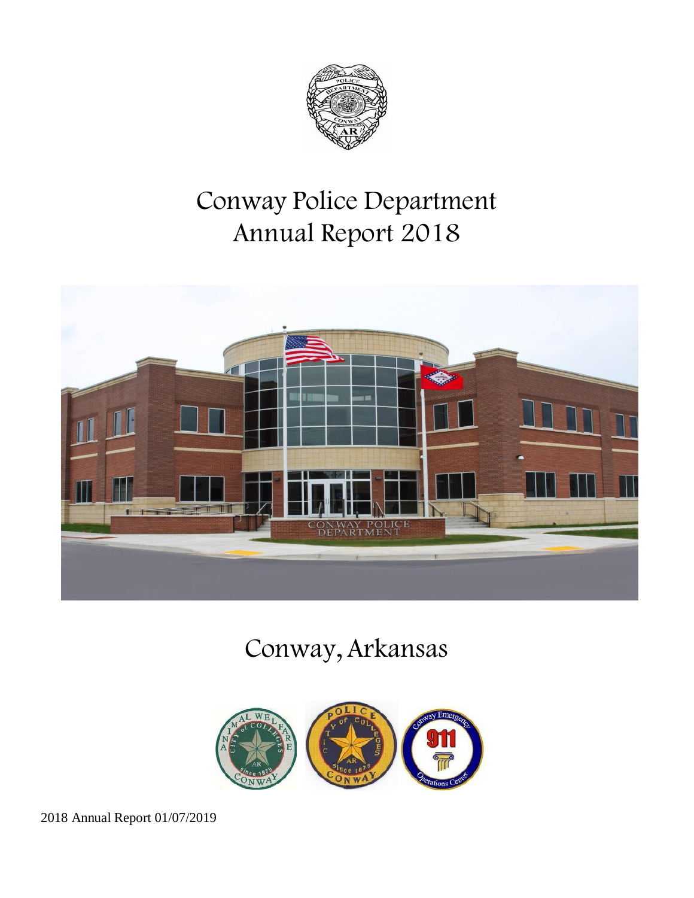# Conway Police Department
# Annual Report 2018

## Conway, Arkansas

2018 Annual Report 01/07/2019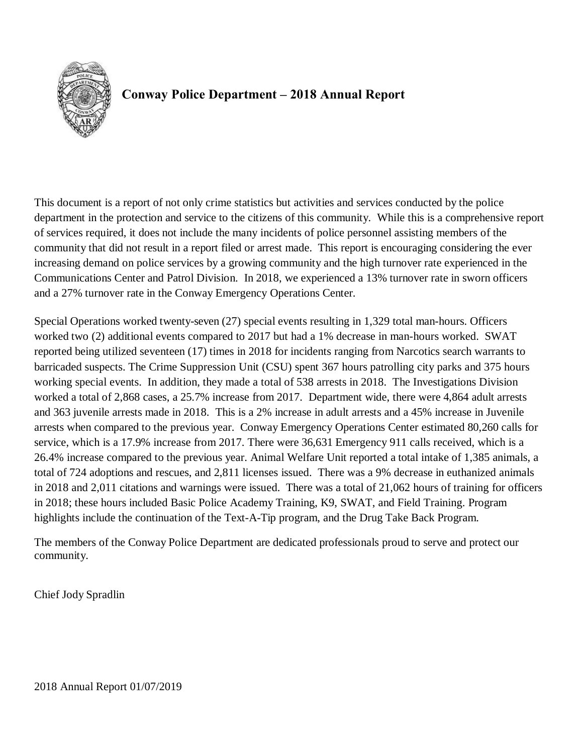# Conway Police Department – 2018 Annual Report

This document is a report of not only crime statistics but activities and services conducted by the police department in the protection and service to the citizens of this community. While this is a comprehensive report of services required, it does not include the many incidents of police personnel assisting members of the community that did not result in a report filed or arrest made. This report is encouraging considering the ever increasing demand on police services by a growing community and the high turnover rate experienced in the Communications Center and Patrol Division. In 2018, we experienced a 13% turnover rate in sworn officers and a 27% turnover rate in the Conway Emergency Operations Center.

Special Operations worked twenty-seven (27) special events resulting in 1,329 total man-hours. Officers worked two (2) additional events compared to 2017 but had a 1% decrease in man-hours worked. SWAT reported being utilized seventeen (17) times in 2018 for incidents ranging from Narcotics search warrants to barricaded suspects. The Crime Suppression Unit (CSU) spent 367 hours patrolling city parks and 375 hours working special events. In addition, they made a total of 538 arrests in 2018. The Investigations Division worked a total of 2,868 cases, a 25.7% increase from 2017. Department wide, there were 4,864 adult arrests and 363 juvenile arrests made in 2018. This is a 2% increase in adult arrests and a 45% increase in Juvenile arrests when compared to the previous year. Conway Emergency Operations Center estimated 80,260 calls for service, which is a 17.9% increase from 2017. There were 36,631 Emergency 911 calls received, which is a 26.4% increase compared to the previous year. Animal Welfare Unit reported a total intake of 1,385 animals, a total of 724 adoptions and rescues, and 2,811 licenses issued. There was a 9% decrease in euthanized animals in 2018 and 2,011 citations and warnings were issued. There was a total of 21,062 hours of training for officers in 2018; these hours included Basic Police Academy Training, K9, SWAT, and Field Training. Program highlights include the continuation of the Text-A-Tip program, and the Drug Take Back Program.

The members of the Conway Police Department are dedicated professionals proud to serve and protect our community.

Chief Jody Spradlin

2018 Annual Report 01/07/2019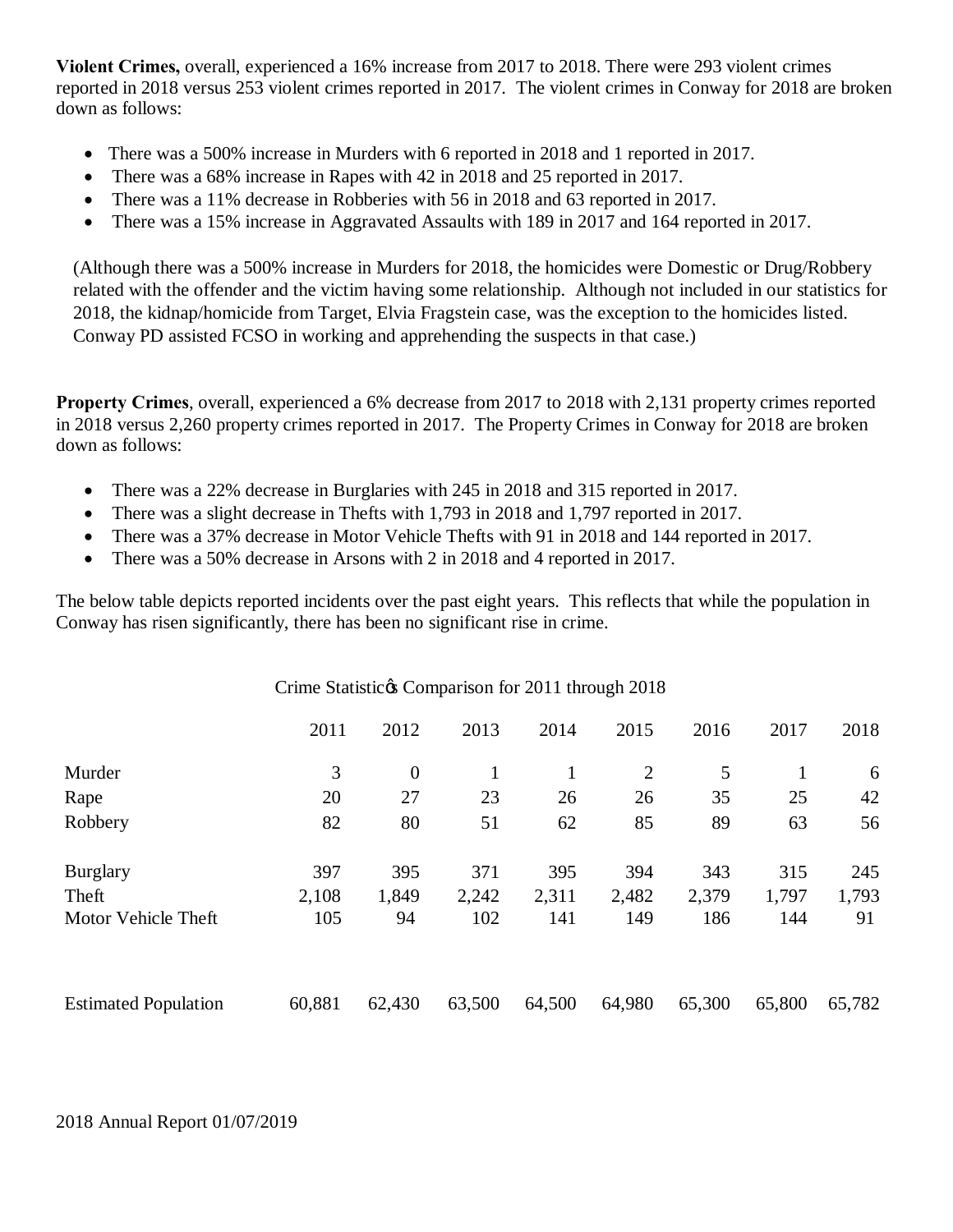**Violent Crimes,** overall, experienced a 16% increase from 2017 to 2018. There were 293 violent crimes reported in 2018 versus 253 violent crimes reported in 2017. The violent crimes in Conway for 2018 are broken down as follows:

- There was a 500% increase in Murders with 6 reported in 2018 and 1 reported in 2017.
- There was a 68% increase in Rapes with 42 in 2018 and 25 reported in 2017.
- There was a 11% decrease in Robberies with 56 in 2018 and 63 reported in 2017.
- There was a 15% increase in Aggravated Assaults with 189 in 2017 and 164 reported in 2017.

(Although there was a 500% increase in Murders for 2018, the homicides were Domestic or Drug/Robbery related with the offender and the victim having some relationship. Although not included in our statistics for 2018, the kidnap/homicide from Target, Elvia Fragstein case, was the exception to the homicides listed. Conway PD assisted FCSO in working and apprehending the suspects in that case.)

**Property Crimes**, overall, experienced a 6% decrease from 2017 to 2018 with 2,131 property crimes reported in 2018 versus 2,260 property crimes reported in 2017. The Property Crimes in Conway for 2018 are broken down as follows:

- There was a 22% decrease in Burglaries with 245 in 2018 and 315 reported in 2017.
- There was a slight decrease in Thefts with 1,793 in 2018 and 1,797 reported in 2017.
- There was a 37% decrease in Motor Vehicle Thefts with 91 in 2018 and 144 reported in 2017.
- There was a 50% decrease in Arsons with 2 in 2018 and 4 reported in 2017.

The below table depicts reported incidents over the past eight years. This reflects that while the population in Conway has risen significantly, there has been no significant rise in crime.

Crime Statistic�s Comparison for 2011 through 2018

| | 2011 | 2012 | 2013 | 2014 | 2015 | 2016 | 2017 | 2018 |
|---|---|---|---|---|---|---|---|---|
| Murder | 3 | 0 | 1 | 1 | 2 | 5 | 1 | 6 |
| Rape | 20 | 27 | 23 | 26 | 26 | 35 | 25 | 42 |
| Robbery | 82 | 80 | 51 | 62 | 85 | 89 | 63 | 56 |
| Burglary | 397 | 395 | 371 | 395 | 394 | 343 | 315 | 245 |
| Theft | 2,108 | 1,849 | 2,242 | 2,311 | 2,482 | 2,379 | 1,797 | 1,793 |
| Motor Vehicle Theft | 105 | 94 | 102 | 141 | 149 | 186 | 144 | 91 |
| Estimated Population | 60,881 | 62,430 | 63,500 | 64,500 | 64,980 | 65,300 | 65,800 | 65,782 |

2018 Annual Report 01/07/2019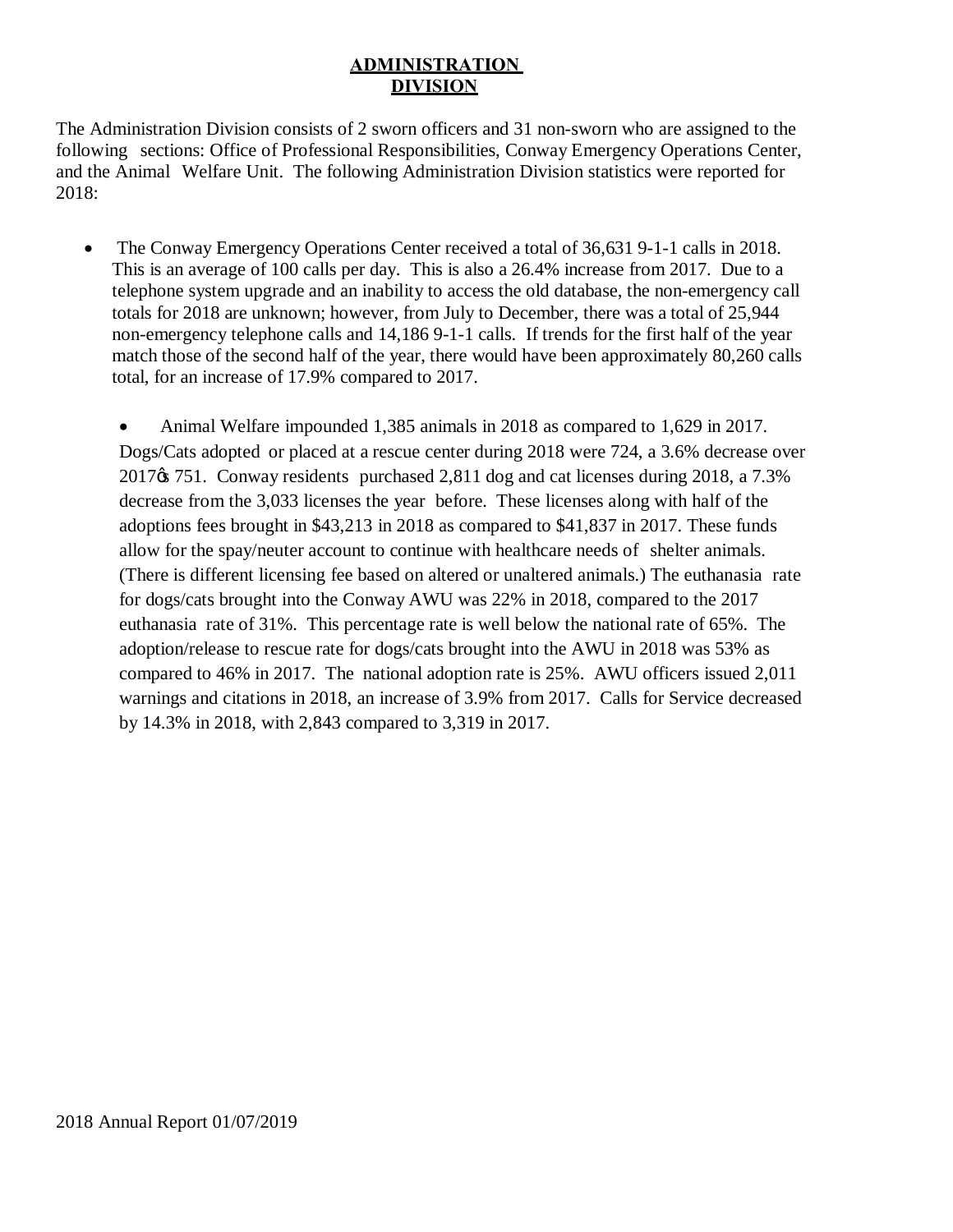# ADMINISTRATION DIVISION

The Administration Division consists of 2 sworn officers and 31 non-sworn who are assigned to the following sections: Office of Professional Responsibilities, Conway Emergency Operations Center, and the Animal Welfare Unit. The following Administration Division statistics were reported for 2018:

- The Conway Emergency Operations Center received a total of 36,631 9-1-1 calls in 2018. This is an average of 100 calls per day. This is also a 26.4% increase from 2017. Due to a telephone system upgrade and an inability to access the old database, the non-emergency call totals for 2018 are unknown; however, from July to December, there was a total of 25,944 non-emergency telephone calls and 14,186 9-1-1 calls. If trends for the first half of the year match those of the second half of the year, there would have been approximately 80,260 calls total, for an increase of 17.9% compared to 2017.

- Animal Welfare impounded 1,385 animals in 2018 as compared to 1,629 in 2017. Dogs/Cats adopted or placed at a rescue center during 2018 were 724, a 3.6% decrease over 2017's 751. Conway residents purchased 2,811 dog and cat licenses during 2018, a 7.3% decrease from the 3,033 licenses the year before. These licenses along with half of the adoptions fees brought in $43,213 in 2018 as compared to $41,837 in 2017. These funds allow for the spay/neuter account to continue with healthcare needs of shelter animals. (There is different licensing fee based on altered or unaltered animals.) The euthanasia rate for dogs/cats brought into the Conway AWU was 22% in 2018, compared to the 2017 euthanasia rate of 31%. This percentage rate is well below the national rate of 65%. The adoption/release to rescue rate for dogs/cats brought into the AWU in 2018 was 53% as compared to 46% in 2017. The national adoption rate is 25%. AWU officers issued 2,011 warnings and citations in 2018, an increase of 3.9% from 2017. Calls for Service decreased by 14.3% in 2018, with 2,843 compared to 3,319 in 2017.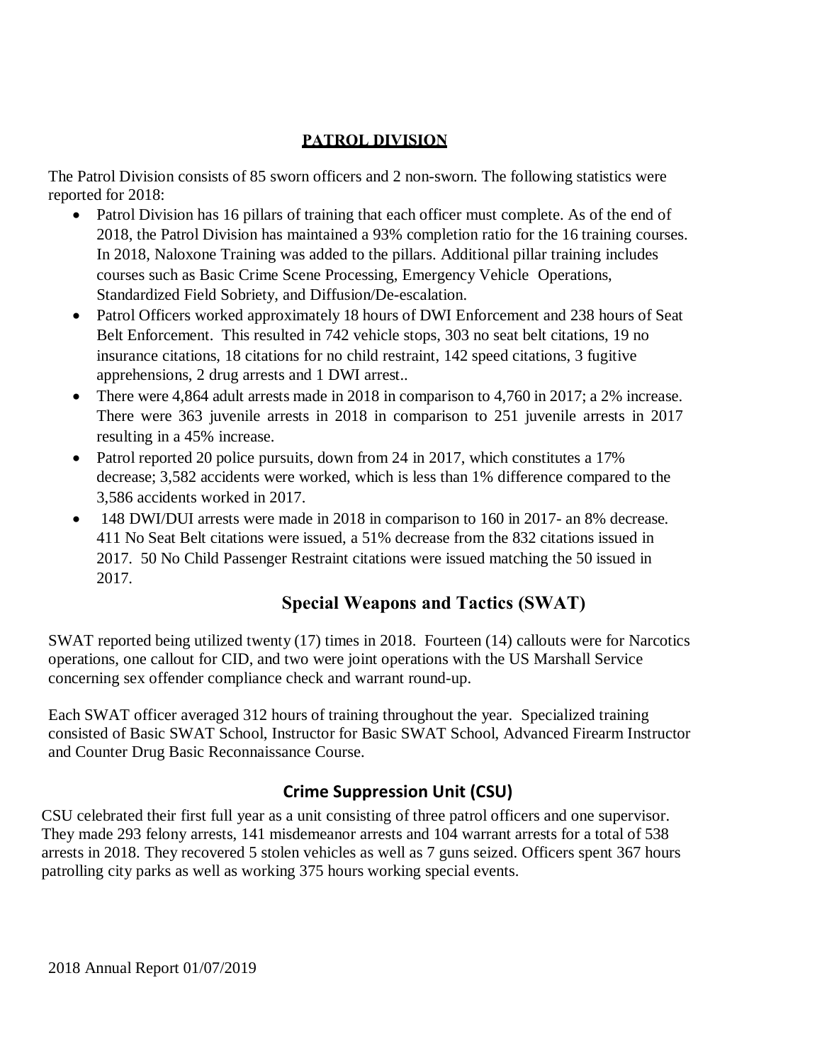## PATROL DIVISION

The Patrol Division consists of 85 sworn officers and 2 non-sworn. The following statistics were reported for 2018:

- Patrol Division has 16 pillars of training that each officer must complete. As of the end of 2018, the Patrol Division has maintained a 93% completion ratio for the 16 training courses. In 2018, Naloxone Training was added to the pillars. Additional pillar training includes courses such as Basic Crime Scene Processing, Emergency Vehicle Operations, Standardized Field Sobriety, and Diffusion/De-escalation.
- Patrol Officers worked approximately 18 hours of DWI Enforcement and 238 hours of Seat Belt Enforcement. This resulted in 742 vehicle stops, 303 no seat belt citations, 19 no insurance citations, 18 citations for no child restraint, 142 speed citations, 3 fugitive apprehensions, 2 drug arrests and 1 DWI arrest..
- There were 4,864 adult arrests made in 2018 in comparison to 4,760 in 2017; a 2% increase. There were 363 juvenile arrests in 2018 in comparison to 251 juvenile arrests in 2017 resulting in a 45% increase.
- Patrol reported 20 police pursuits, down from 24 in 2017, which constitutes a 17% decrease; 3,582 accidents were worked, which is less than 1% difference compared to the 3,586 accidents worked in 2017.
- 148 DWI/DUI arrests were made in 2018 in comparison to 160 in 2017- an 8% decrease. 411 No Seat Belt citations were issued, a 51% decrease from the 832 citations issued in 2017. 50 No Child Passenger Restraint citations were issued matching the 50 issued in 2017.

## Special Weapons and Tactics (SWAT)

SWAT reported being utilized twenty (17) times in 2018. Fourteen (14) callouts were for Narcotics operations, one callout for CID, and two were joint operations with the US Marshall Service concerning sex offender compliance check and warrant round-up.

Each SWAT officer averaged 312 hours of training throughout the year. Specialized training consisted of Basic SWAT School, Instructor for Basic SWAT School, Advanced Firearm Instructor and Counter Drug Basic Reconnaissance Course.

## Crime Suppression Unit (CSU)

CSU celebrated their first full year as a unit consisting of three patrol officers and one supervisor. They made 293 felony arrests, 141 misdemeanor arrests and 104 warrant arrests for a total of 538 arrests in 2018. They recovered 5 stolen vehicles as well as 7 guns seized. Officers spent 367 hours patrolling city parks as well as working 375 hours working special events.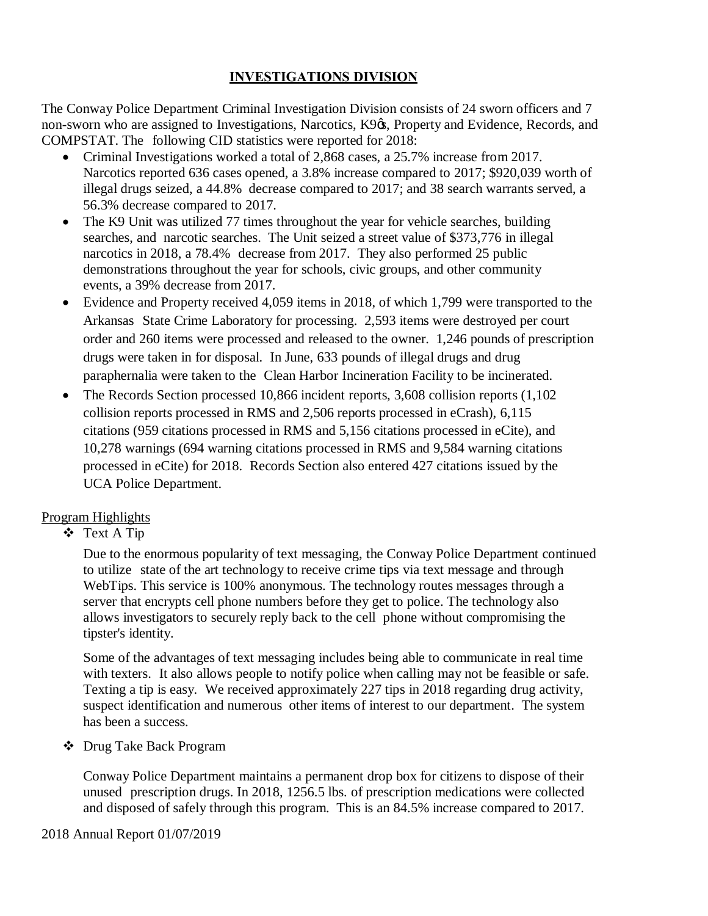## INVESTIGATIONS DIVISION

The Conway Police Department Criminal Investigation Division consists of 24 sworn officers and 7 non-sworn who are assigned to Investigations, Narcotics, K9ǿs, Property and Evidence, Records, and COMPSTAT. The following CID statistics were reported for 2018:

- Criminal Investigations worked a total of 2,868 cases, a 25.7% increase from 2017. Narcotics reported 636 cases opened, a 3.8% increase compared to 2017; $920,039 worth of illegal drugs seized, a 44.8% decrease compared to 2017; and 38 search warrants served, a 56.3% decrease compared to 2017.
- The K9 Unit was utilized 77 times throughout the year for vehicle searches, building searches, and narcotic searches. The Unit seized a street value of $373,776 in illegal narcotics in 2018, a 78.4% decrease from 2017. They also performed 25 public demonstrations throughout the year for schools, civic groups, and other community events, a 39% decrease from 2017.
- Evidence and Property received 4,059 items in 2018, of which 1,799 were transported to the Arkansas State Crime Laboratory for processing. 2,593 items were destroyed per court order and 260 items were processed and released to the owner. 1,246 pounds of prescription drugs were taken in for disposal. In June, 633 pounds of illegal drugs and drug paraphernalia were taken to the Clean Harbor Incineration Facility to be incinerated.
- The Records Section processed 10,866 incident reports, 3,608 collision reports (1,102 collision reports processed in RMS and 2,506 reports processed in eCrash), 6,115 citations (959 citations processed in RMS and 5,156 citations processed in eCite), and 10,278 warnings (694 warning citations processed in RMS and 9,584 warning citations processed in eCite) for 2018. Records Section also entered 427 citations issued by the UCA Police Department.

Program Highlights

- Text A Tip

  Due to the enormous popularity of text messaging, the Conway Police Department continued to utilize state of the art technology to receive crime tips via text message and through WebTips. This service is 100% anonymous. The technology routes messages through a server that encrypts cell phone numbers before they get to police. The technology also allows investigators to securely reply back to the cell phone without compromising the tipster's identity.

  Some of the advantages of text messaging includes being able to communicate in real time with texters. It also allows people to notify police when calling may not be feasible or safe. Texting a tip is easy. We received approximately 227 tips in 2018 regarding drug activity, suspect identification and numerous other items of interest to our department. The system has been a success.

- Drug Take Back Program

  Conway Police Department maintains a permanent drop box for citizens to dispose of their unused prescription drugs. In 2018, 1256.5 lbs. of prescription medications were collected and disposed of safely through this program. This is an 84.5% increase compared to 2017.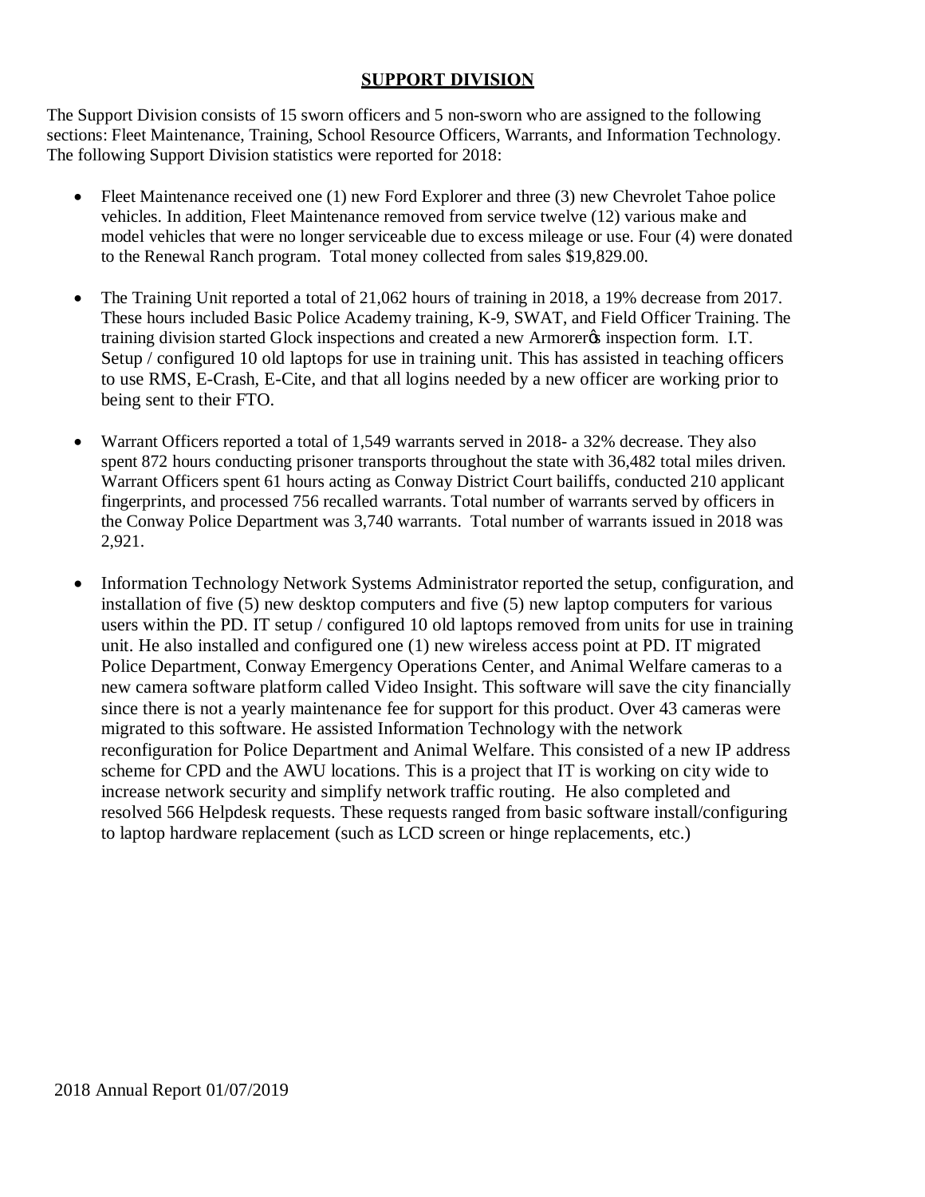## SUPPORT DIVISION

The Support Division consists of 15 sworn officers and 5 non-sworn who are assigned to the following sections: Fleet Maintenance, Training, School Resource Officers, Warrants, and Information Technology. The following Support Division statistics were reported for 2018:

- Fleet Maintenance received one (1) new Ford Explorer and three (3) new Chevrolet Tahoe police vehicles. In addition, Fleet Maintenance removed from service twelve (12) various make and model vehicles that were no longer serviceable due to excess mileage or use. Four (4) were donated to the Renewal Ranch program. Total money collected from sales $19,829.00.

- The Training Unit reported a total of 21,062 hours of training in 2018, a 19% decrease from 2017. These hours included Basic Police Academy training, K-9, SWAT, and Field Officer Training. The training division started Glock inspections and created a new Armorerœs inspection form. I.T. Setup / configured 10 old laptops for use in training unit. This has assisted in teaching officers to use RMS, E-Crash, E-Cite, and that all logins needed by a new officer are working prior to being sent to their FTO.

- Warrant Officers reported a total of 1,549 warrants served in 2018- a 32% decrease. They also spent 872 hours conducting prisoner transports throughout the state with 36,482 total miles driven. Warrant Officers spent 61 hours acting as Conway District Court bailiffs, conducted 210 applicant fingerprints, and processed 756 recalled warrants. Total number of warrants served by officers in the Conway Police Department was 3,740 warrants. Total number of warrants issued in 2018 was 2,921.

- Information Technology Network Systems Administrator reported the setup, configuration, and installation of five (5) new desktop computers and five (5) new laptop computers for various users within the PD. IT setup / configured 10 old laptops removed from units for use in training unit. He also installed and configured one (1) new wireless access point at PD. IT migrated Police Department, Conway Emergency Operations Center, and Animal Welfare cameras to a new camera software platform called Video Insight. This software will save the city financially since there is not a yearly maintenance fee for support for this product. Over 43 cameras were migrated to this software. He assisted Information Technology with the network reconfiguration for Police Department and Animal Welfare. This consisted of a new IP address scheme for CPD and the AWU locations. This is a project that IT is working on city wide to increase network security and simplify network traffic routing. He also completed and resolved 566 Helpdesk requests. These requests ranged from basic software install/configuring to laptop hardware replacement (such as LCD screen or hinge replacements, etc.)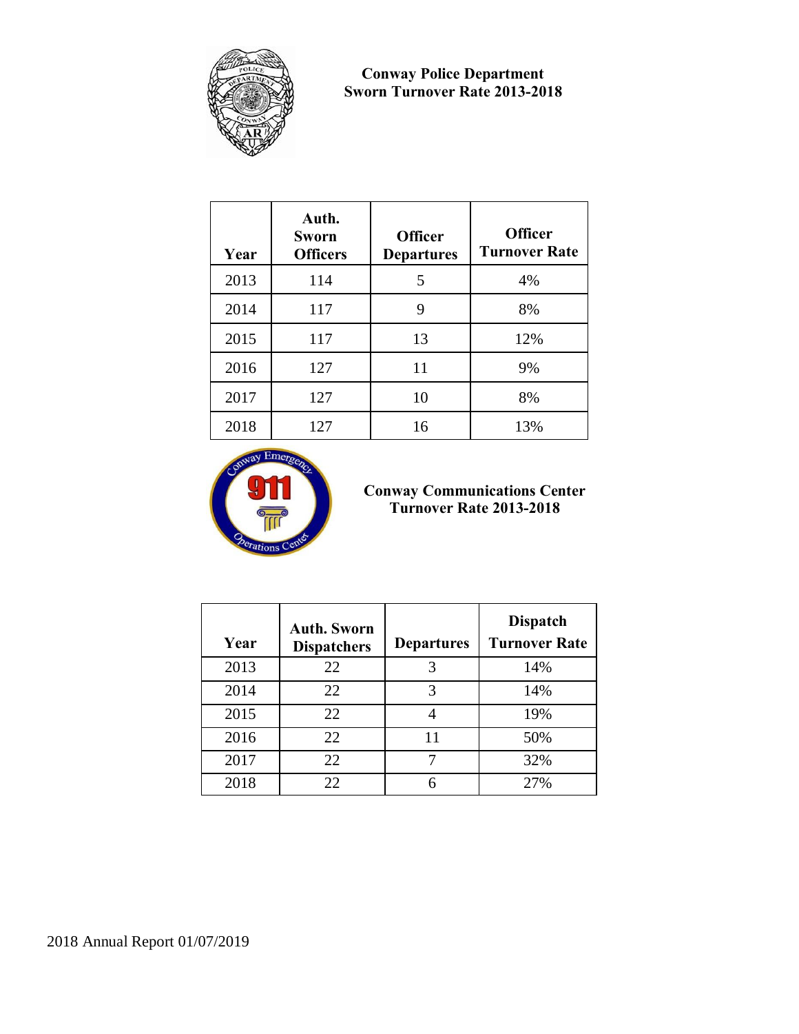## Conway Police Department
## Sworn Turnover Rate 2013-2018

| Year | Auth. Sworn Officers | Officer Departures | Officer Turnover Rate |
|---|---|---|---|
| 2013 | 114 | 5 | 4% |
| 2014 | 117 | 9 | 8% |
| 2015 | 117 | 13 | 12% |
| 2016 | 127 | 11 | 9% |
| 2017 | 127 | 10 | 8% |
| 2018 | 127 | 16 | 13% |

## Conway Communications Center
## Turnover Rate 2013-2018

| Year | Auth. Sworn Dispatchers | Departures | Dispatch Turnover Rate |
|---|---|---|---|
| 2013 | 22 | 3 | 14% |
| 2014 | 22 | 3 | 14% |
| 2015 | 22 | 4 | 19% |
| 2016 | 22 | 11 | 50% |
| 2017 | 22 | 7 | 32% |
| 2018 | 22 | 6 | 27% |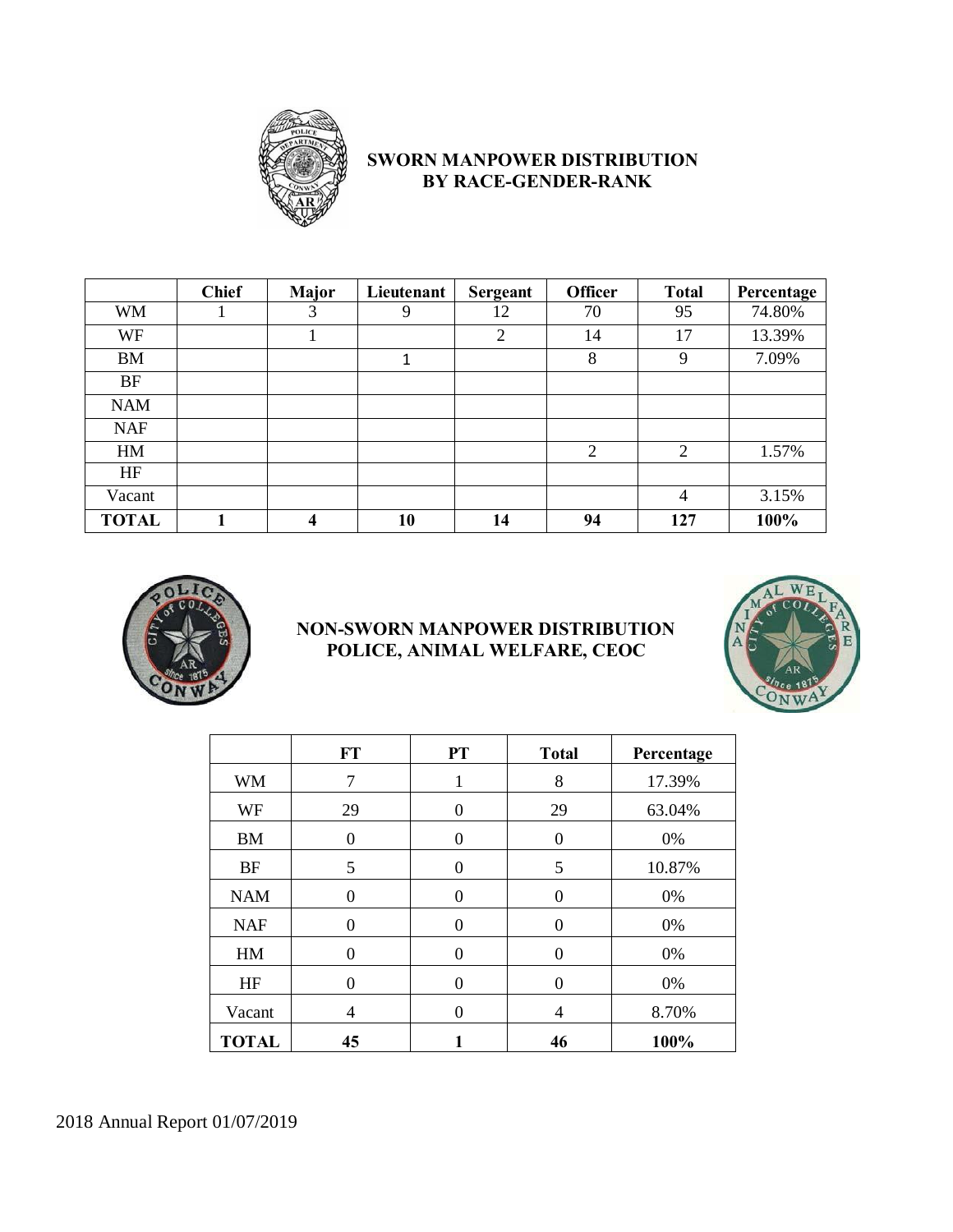## SWORN MANPOWER DISTRIBUTION BY RACE-GENDER-RANK

| | Chief | Major | Lieutenant | Sergeant | Officer | Total | Percentage |
|---|---|---|---|---|---|---|---|
| WM | 1 | 3 | 9 | 12 | 70 | 95 | 74.80% |
| WF | | 1 | | 2 | 14 | 17 | 13.39% |
| BM | | | 1 | | 8 | 9 | 7.09% |
| BF | | | | | | | |
| NAM | | | | | | | |
| NAF | | | | | | | |
| HM | | | | | 2 | 2 | 1.57% |
| HF | | | | | | | |
| Vacant | | | | | | 4 | 3.15% |
| **TOTAL** | **1** | **4** | **10** | **14** | **94** | **127** | **100%** |

## NON-SWORN MANPOWER DISTRIBUTION POLICE, ANIMAL WELFARE, CEOC

| | FT | PT | Total | Percentage |
|---|---|---|---|---|
| WM | 7 | 1 | 8 | 17.39% |
| WF | 29 | 0 | 29 | 63.04% |
| BM | 0 | 0 | 0 | 0% |
| BF | 5 | 0 | 5 | 10.87% |
| NAM | 0 | 0 | 0 | 0% |
| NAF | 0 | 0 | 0 | 0% |
| HM | 0 | 0 | 0 | 0% |
| HF | 0 | 0 | 0 | 0% |
| Vacant | 4 | 0 | 4 | 8.70% |
| **TOTAL** | **45** | **1** | **46** | **100%** |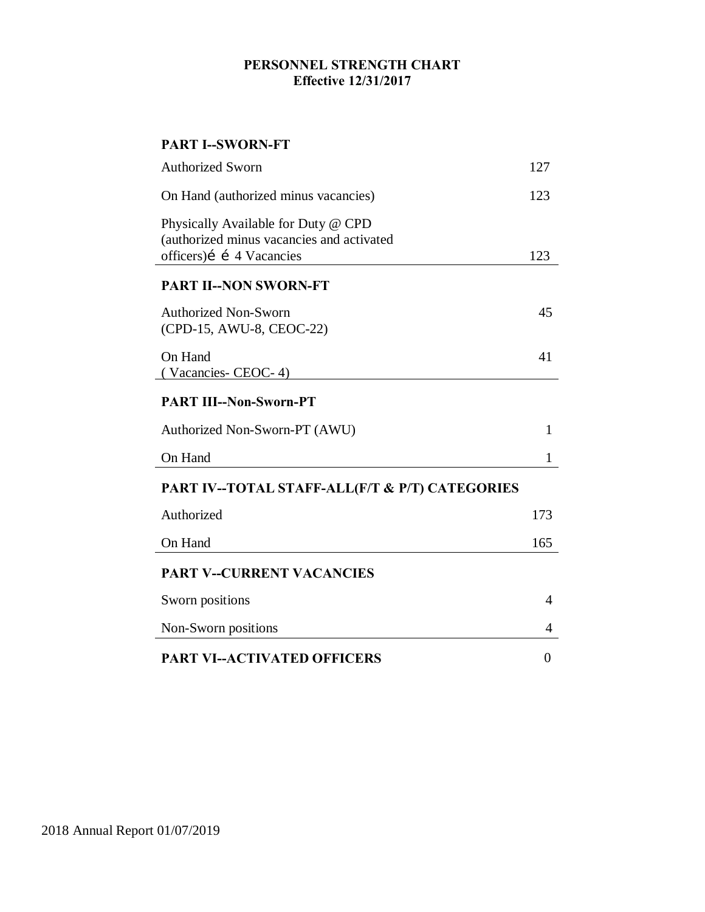**PERSONNEL STRENGTH CHART**
**Effective 12/31/2017**

| | |
|---|---|
| **PART I--SWORN-FT** | |
| Authorized Sworn | 127 |
| On Hand (authorized minus vacancies) | 123 |
| Physically Available for Duty @ CPD (authorized minus vacancies and activated officers)é é 4 Vacancies | 123 |
| **PART II--NON SWORN-FT** | |
| Authorized Non-Sworn (CPD-15, AWU-8, CEOC-22) | 45 |
| On Hand ( Vacancies- CEOC- 4) | 41 |
| **PART III--Non-Sworn-PT** | |
| Authorized Non-Sworn-PT (AWU) | 1 |
| On Hand | 1 |
| **PART IV--TOTAL STAFF-ALL(F/T & P/T) CATEGORIES** | |
| Authorized | 173 |
| On Hand | 165 |
| **PART V--CURRENT VACANCIES** | |
| Sworn positions | 4 |
| Non-Sworn positions | 4 |
| **PART VI--ACTIVATED OFFICERS** | 0 |